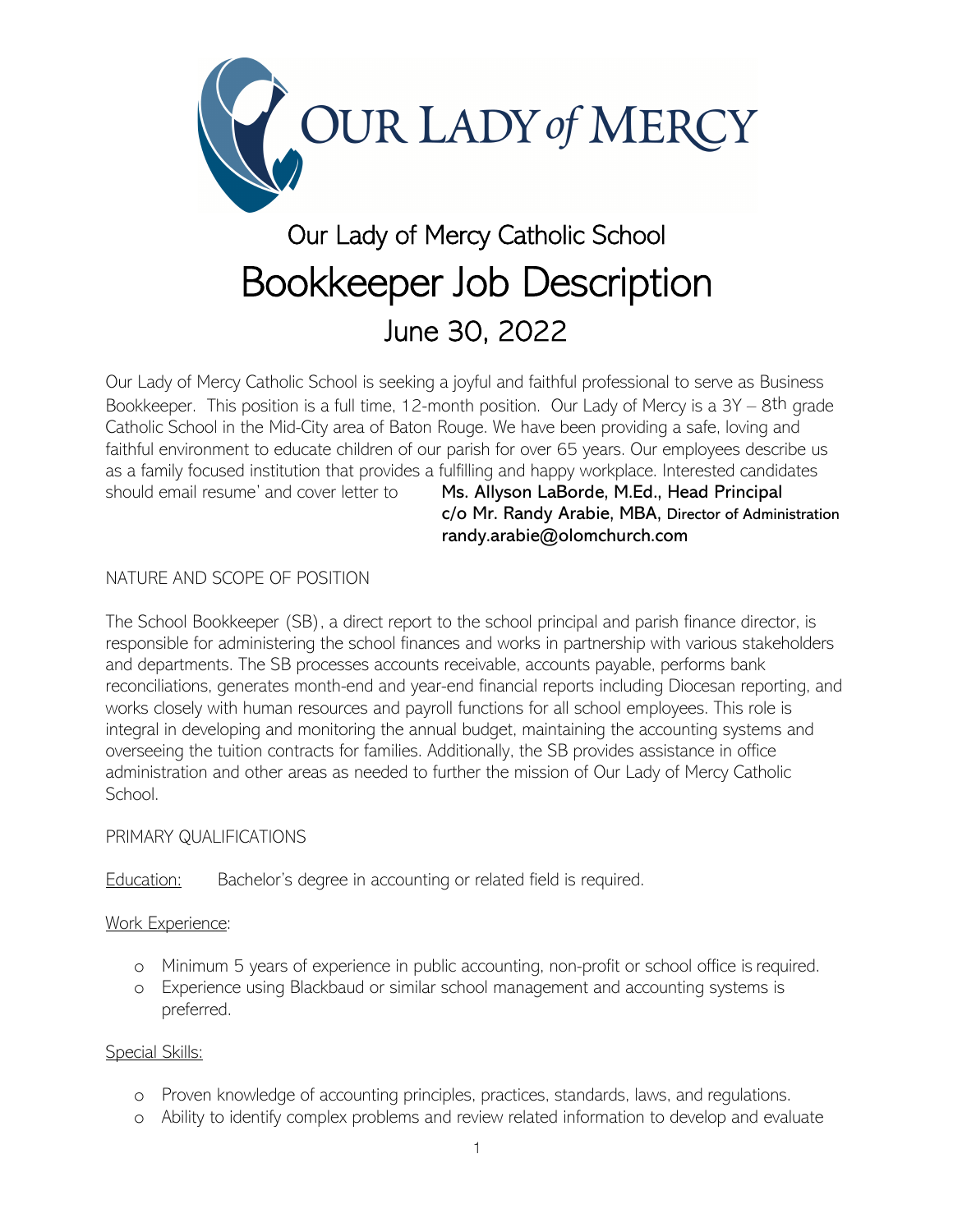# Our Lady of Mercy

## Our Lady of Mercy Catholic School

# Bookkeeper Job Description

## June 30, 2022

Our Lady of Mercy Catholic School is seeking a joyful and faithful professional to serve as Business Bookkeeper. This position is a full time, 12-month position. Our Lady of Mercy is a 3Y – 8th grade Catholic School in the Mid-City area of Baton Rouge. We have been providing a safe, loving and faithful environment to educate children of our parish for over 65 years. Our employees describe us as a family focused institution that provides a fulfilling and happy workplace. Interested candidates should email resume' and cover letter to **Ms. Allyson LaBorde, M.Ed., Head Principal**
**c/o Mr. Randy Arabie, MBA,** Director of Administration
**randy.arabie@olomchurch.com**

NATURE AND SCOPE OF POSITION

The School Bookkeeper (SB), a direct report to the school principal and parish finance director, is responsible for administering the school finances and works in partnership with various stakeholders and departments. The SB processes accounts receivable, accounts payable, performs bank reconciliations, generates month-end and year-end financial reports including Diocesan reporting, and works closely with human resources and payroll functions for all school employees. This role is integral in developing and monitoring the annual budget, maintaining the accounting systems and overseeing the tuition contracts for families. Additionally, the SB provides assistance in office administration and other areas as needed to further the mission of Our Lady of Mercy Catholic School.

PRIMARY QUALIFICATIONS

Education: Bachelor's degree in accounting or related field is required.

Work Experience:

- Minimum 5 years of experience in public accounting, non-profit or school office is required.
- Experience using Blackbaud or similar school management and accounting systems is preferred.

Special Skills:

- Proven knowledge of accounting principles, practices, standards, laws, and regulations.
- Ability to identify complex problems and review related information to develop and evaluate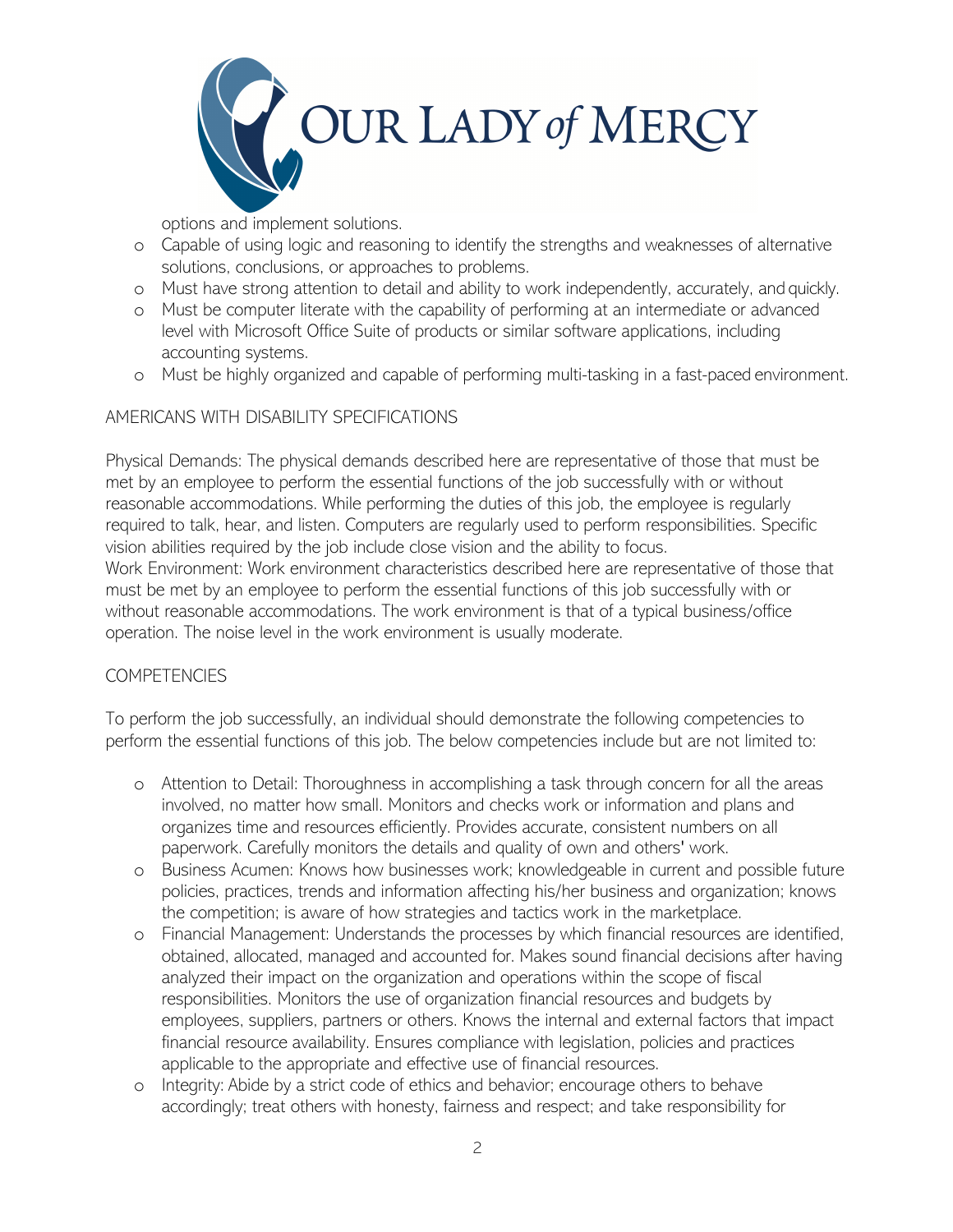options and implement solutions.

- Capable of using logic and reasoning to identify the strengths and weaknesses of alternative solutions, conclusions, or approaches to problems.
- Must have strong attention to detail and ability to work independently, accurately, and quickly.
- Must be computer literate with the capability of performing at an intermediate or advanced level with Microsoft Office Suite of products or similar software applications, including accounting systems.
- Must be highly organized and capable of performing multi-tasking in a fast-paced environment.

## AMERICANS WITH DISABILITY SPECIFICATIONS

Physical Demands: The physical demands described here are representative of those that must be met by an employee to perform the essential functions of the job successfully with or without reasonable accommodations. While performing the duties of this job, the employee is regularly required to talk, hear, and listen. Computers are regularly used to perform responsibilities. Specific vision abilities required by the job include close vision and the ability to focus.
Work Environment: Work environment characteristics described here are representative of those that must be met by an employee to perform the essential functions of this job successfully with or without reasonable accommodations. The work environment is that of a typical business/office operation. The noise level in the work environment is usually moderate.

## COMPETENCIES

To perform the job successfully, an individual should demonstrate the following competencies to perform the essential functions of this job. The below competencies include but are not limited to:

- Attention to Detail: Thoroughness in accomplishing a task through concern for all the areas involved, no matter how small. Monitors and checks work or information and plans and organizes time and resources efficiently. Provides accurate, consistent numbers on all paperwork. Carefully monitors the details and quality of own and others' work.
- Business Acumen: Knows how businesses work; knowledgeable in current and possible future policies, practices, trends and information affecting his/her business and organization; knows the competition; is aware of how strategies and tactics work in the marketplace.
- Financial Management: Understands the processes by which financial resources are identified, obtained, allocated, managed and accounted for. Makes sound financial decisions after having analyzed their impact on the organization and operations within the scope of fiscal responsibilities. Monitors the use of organization financial resources and budgets by employees, suppliers, partners or others. Knows the internal and external factors that impact financial resource availability. Ensures compliance with legislation, policies and practices applicable to the appropriate and effective use of financial resources.
- Integrity: Abide by a strict code of ethics and behavior; encourage others to behave accordingly; treat others with honesty, fairness and respect; and take responsibility for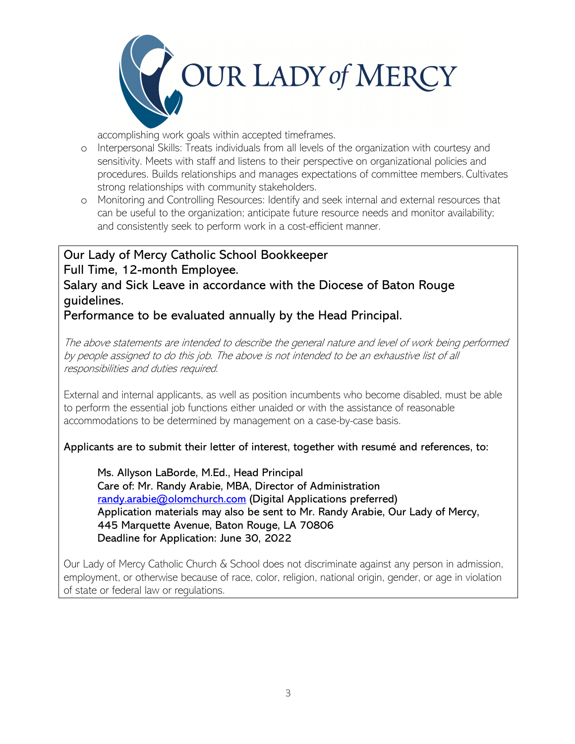accomplishing work goals within accepted timeframes.

- Interpersonal Skills: Treats individuals from all levels of the organization with courtesy and sensitivity. Meets with staff and listens to their perspective on organizational policies and procedures. Builds relationships and manages expectations of committee members. Cultivates strong relationships with community stakeholders.
- Monitoring and Controlling Resources: Identify and seek internal and external resources that can be useful to the organization; anticipate future resource needs and monitor availability; and consistently seek to perform work in a cost-efficient manner.

Our Lady of Mercy Catholic School Bookkeeper
Full Time, 12-month Employee.
Salary and Sick Leave in accordance with the Diocese of Baton Rouge guidelines.
Performance to be evaluated annually by the Head Principal.

*The above statements are intended to describe the general nature and level of work being performed by people assigned to do this job. The above is not intended to be an exhaustive list of all responsibilities and duties required.*

External and internal applicants, as well as position incumbents who become disabled, must be able to perform the essential job functions either unaided or with the assistance of reasonable accommodations to be determined by management on a case-by-case basis.

**Applicants are to submit their letter of interest, together with resumé and references, to:**

> Ms. Allyson LaBorde, M.Ed., Head Principal
> Care of: Mr. Randy Arabie, MBA, Director of Administration
> randy.arabie@olomchurch.com (Digital Applications preferred)
> Application materials may also be sent to Mr. Randy Arabie, Our Lady of Mercy, 445 Marquette Avenue, Baton Rouge, LA 70806
> Deadline for Application: June 30, 2022

Our Lady of Mercy Catholic Church & School does not discriminate against any person in admission, employment, or otherwise because of race, color, religion, national origin, gender, or age in violation of state or federal law or regulations.